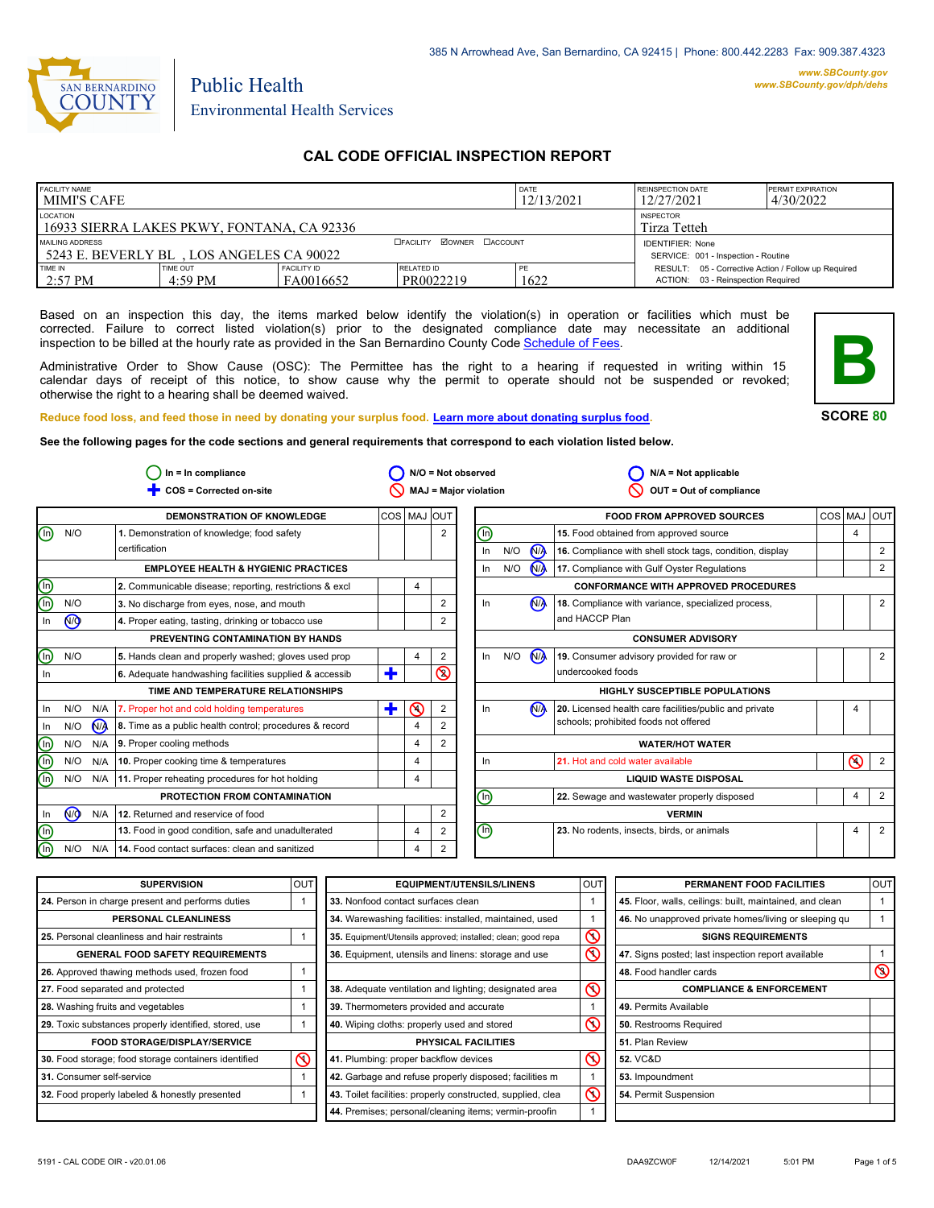385 N Arrowhead Ave, San Bernardino, CA 92415 | Phone: 800.442.2283 Fax: 909.387.4323

www.SBCounty.gov
www.SBCounty.gov/dph/dehs

SAN BERNARDINO COUNTY

Public Health
Environmental Health Services

# CAL CODE OFFICIAL INSPECTION REPORT

| FACILITY NAME | | | | DATE | REINSPECTION DATE | PERMIT EXPIRATION |
|---|---|---|---|---|---|---|
| MIMI'S CAFE | | | | 12/13/2021 | 12/27/2021 | 4/30/2022 |
| LOCATION | | | | | INSPECTOR | |
| 16933 SIERRA LAKES PKWY, FONTANA, CA 92336 | | | | | Tirza Tetteh | |
| MAILING ADDRESS | | ☐FACILITY ☑OWNER ☐ACCOUNT | | | IDENTIFIER: None | |
| 5243 E. BEVERLY BL , LOS ANGELES CA 90022 | | | | | SERVICE: 001 - Inspection - Routine | |
| TIME IN | TIME OUT | FACILITY ID | RELATED ID | PE | RESULT: 05 - Corrective Action / Follow up Required | |
| 2:57 PM | 4:59 PM | FA0016652 | PR0022219 | 1622 | ACTION: 03 - Reinspection Required | |

Based on an inspection this day, the items marked below identify the violation(s) in operation or facilities which must be corrected. Failure to correct listed violation(s) prior to the designated compliance date may necessitate an additional inspection to be billed at the hourly rate as provided in the San Bernardino County Code Schedule of Fees.

Administrative Order to Show Cause (OSC): The Permittee has the right to a hearing if requested in writing within 15 calendar days of receipt of this notice, to show cause why the permit to operate should not be suspended or revoked; otherwise the right to a hearing shall be deemed waived.

**B**

**SCORE 80**

Reduce food loss, and feed those in need by donating your surplus food. Learn more about donating surplus food.

**See the following pages for the code sections and general requirements that correspond to each violation listed below.**

In = In compliance | N/O = Not observed | N/A = Not applicable
COS = Corrected on-site | MAJ = Major violation | OUT = Out of compliance

| Status | | | DEMONSTRATION OF KNOWLEDGE | COS | MAJ | OUT |
|---|---|---|---|---|---|---|
| **(In)** | N/O | | 1. Demonstration of knowledge; food safety certification | | | 2 |
| | | | **EMPLOYEE HEALTH & HYGIENIC PRACTICES** | | | |
| **(In)** | | | 2. Communicable disease; reporting, restrictions & excl | | 4 | |
| **(In)** | N/O | | 3. No discharge from eyes, nose, and mouth | | | 2 |
| In | **(N/O)** | | 4. Proper eating, tasting, drinking or tobacco use | | | 2 |
| | | | **PREVENTING CONTAMINATION BY HANDS** | | | |
| **(In)** | N/O | | 5. Hands clean and properly washed; gloves used prop | | 4 | 2 |
| In | | | 6. Adequate handwashing facilities supplied & accessib | ✚ | | **(2)** |
| | | | **TIME AND TEMPERATURE RELATIONSHIPS** | | | |
| In | N/O | N/A | 7. Proper hot and cold holding temperatures | ✚ | **(X)** | 2 |
| In | N/O | **(N/A)** | 8. Time as a public health control; procedures & record | | 4 | 2 |
| **(In)** | N/O | N/A | 9. Proper cooling methods | | 4 | 2 |
| **(In)** | N/O | N/A | 10. Proper cooking time & temperatures | | 4 | |
| **(In)** | N/O | N/A | 11. Proper reheating procedures for hot holding | | 4 | |
| | | | **PROTECTION FROM CONTAMINATION** | | | |
| In | **(N/O)** | N/A | 12. Returned and reservice of food | | | 2 |
| **(In)** | | | 13. Food in good condition, safe and unadulterated | | 4 | 2 |
| **(In)** | N/O | N/A | 14. Food contact surfaces: clean and sanitized | | 4 | 2 |

| Status | | | FOOD FROM APPROVED SOURCES | COS | MAJ | OUT |
|---|---|---|---|---|---|---|
| **(In)** | | | 15. Food obtained from approved source | | 4 | |
| In | N/O | **(N/A)** | 16. Compliance with shell stock tags, condition, display | | | 2 |
| In | N/O | **(N/A)** | 17. Compliance with Gulf Oyster Regulations | | | 2 |
| | | | **CONFORMANCE WITH APPROVED PROCEDURES** | | | |
| In | | **(N/A)** | 18. Compliance with variance, specialized process, and HACCP Plan | | | 2 |
| | | | **CONSUMER ADVISORY** | | | |
| In | N/O | **(N/A)** | 19. Consumer advisory provided for raw or undercooked foods | | | 2 |
| | | | **HIGHLY SUSCEPTIBLE POPULATIONS** | | | |
| In | | **(N/A)** | 20. Licensed health care facilities/public and private schools; prohibited foods not offered | | 4 | |
| | | | **WATER/HOT WATER** | | | |
| In | | | 21. Hot and cold water available | | **(X)** | 2 |
| | | | **LIQUID WASTE DISPOSAL** | | | |
| **(In)** | | | 22. Sewage and wastewater properly disposed | | 4 | 2 |
| | | | **VERMIN** | | | |
| **(In)** | | | 23. No rodents, insects, birds, or animals | | 4 | 2 |

| SUPERVISION | OUT |
|---|---|
| 24. Person in charge present and performs duties | 1 |
| **PERSONAL CLEANLINESS** | |
| 25. Personal cleanliness and hair restraints | 1 |
| **GENERAL FOOD SAFETY REQUIREMENTS** | |
| 26. Approved thawing methods used, frozen food | 1 |
| 27. Food separated and protected | 1 |
| 28. Washing fruits and vegetables | 1 |
| 29. Toxic substances properly identified, stored, use | 1 |
| **FOOD STORAGE/DISPLAY/SERVICE** | |
| 30. Food storage; food storage containers identified | **(X)** |
| 31. Consumer self-service | 1 |
| 32. Food properly labeled & honestly presented | 1 |

| EQUIPMENT/UTENSILS/LINENS | OUT |
|---|---|
| 33. Nonfood contact surfaces clean | 1 |
| 34. Warewashing facilities: installed, maintained, used | 1 |
| 35. Equipment/Utensils approved; installed; clean; good repa | **(X)** |
| 36. Equipment, utensils and linens: storage and use | **(X)** |
| 38. Adequate ventilation and lighting; designated area | **(X)** |
| 39. Thermometers provided and accurate | 1 |
| 40. Wiping cloths: properly used and stored | **(X)** |
| **PHYSICAL FACILITIES** | |
| 41. Plumbing: proper backflow devices | **(X)** |
| 42. Garbage and refuse properly disposed; facilities m | 1 |
| 43. Toilet facilities: properly constructed, supplied, clea | **(X)** |
| 44. Premises; personal/cleaning items; vermin-proofin | 1 |

| PERMANENT FOOD FACILITIES | OUT |
|---|---|
| 45. Floor, walls, ceilings: built, maintained, and clean | 1 |
| 46. No unapproved private homes/living or sleeping qu | 1 |
| **SIGNS REQUIREMENTS** | |
| 47. Signs posted; last inspection report available | 1 |
| 48. Food handler cards | **(X)** |
| **COMPLIANCE & ENFORCEMENT** | |
| 49. Permits Available | |
| 50. Restrooms Required | |
| 51. Plan Review | |
| 52. VC&D | |
| 53. Impoundment | |
| 54. Permit Suspension | |

5191 - CAL CODE OIR - v20.01.06 DAA9ZCW0F 12/14/2021 5:01 PM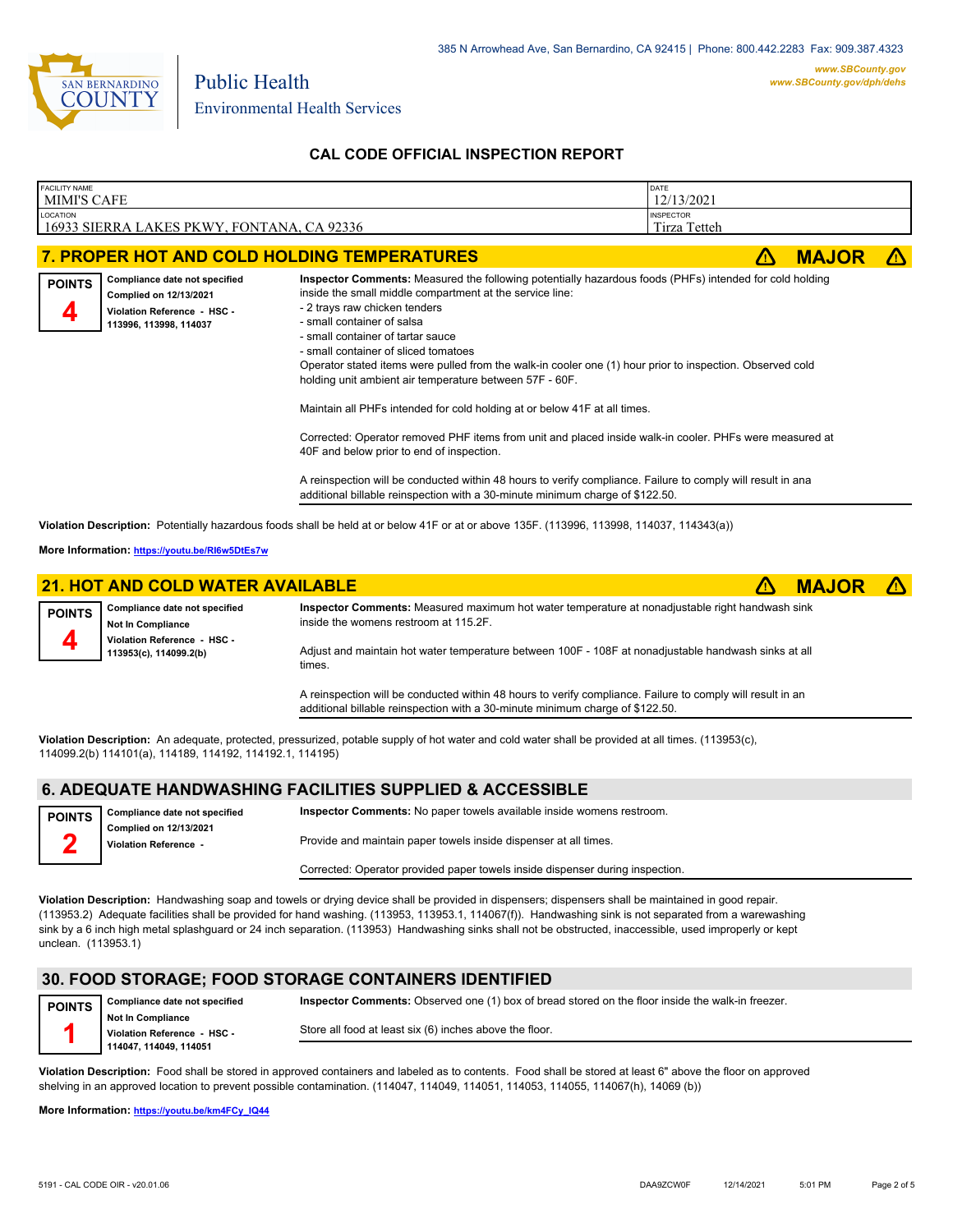Public Health
Environmental Health Services

## CAL CODE OFFICIAL INSPECTION REPORT

| FACILITY NAME | DATE |
|---|---|
| MIMI'S CAFE | 12/13/2021 |
| LOCATION | INSPECTOR |
| 16933 SIERRA LAKES PKWY, FONTANA, CA 92336 | Tirza Tetteh |

### 7. PROPER HOT AND COLD HOLDING TEMPERATURES — MAJOR

**POINTS 4**

**Compliance date not specified**
**Complied on 12/13/2021**
**Violation Reference - HSC - 113996, 113998, 114037**

**Inspector Comments:** Measured the following potentially hazardous foods (PHFs) intended for cold holding inside the small middle compartment at the service line:
- 2 trays raw chicken tenders
- small container of salsa
- small container of tartar sauce
- small container of sliced tomatoes

Operator stated items were pulled from the walk-in cooler one (1) hour prior to inspection. Observed cold holding unit ambient air temperature between 57F - 60F.

Maintain all PHFs intended for cold holding at or below 41F at all times.

Corrected: Operator removed PHF items from unit and placed inside walk-in cooler. PHFs were measured at 40F and below prior to end of inspection.

A reinspection will be conducted within 48 hours to verify compliance. Failure to comply will result in ana additional billable reinspection with a 30-minute minimum charge of $122.50.

**Violation Description:** Potentially hazardous foods shall be held at or below 41F or at or above 135F. (113996, 113998, 114037, 114343(a))

**More Information:** https://youtu.be/RI6w5DtEs7w

### 21. HOT AND COLD WATER AVAILABLE — MAJOR

**POINTS 4**

**Compliance date not specified**
**Not In Compliance**
**Violation Reference - HSC - 113953(c), 114099.2(b)**

**Inspector Comments:** Measured maximum hot water temperature at nonadjustable right handwash sink inside the womens restroom at 115.2F.

Adjust and maintain hot water temperature between 100F - 108F at nonadjustable handwash sinks at all times.

A reinspection will be conducted within 48 hours to verify compliance. Failure to comply will result in an additional billable reinspection with a 30-minute minimum charge of $122.50.

**Violation Description:** An adequate, protected, pressurized, potable supply of hot water and cold water shall be provided at all times. (113953(c), 114099.2(b) 114101(a), 114189, 114192, 114192.1, 114195)

### 6. ADEQUATE HANDWASHING FACILITIES SUPPLIED & ACCESSIBLE

**POINTS 2**

**Compliance date not specified**
**Complied on 12/13/2021**
**Violation Reference -**

**Inspector Comments:** No paper towels available inside womens restroom.

Provide and maintain paper towels inside dispenser at all times.

Corrected: Operator provided paper towels inside dispenser during inspection.

**Violation Description:** Handwashing soap and towels or drying device shall be provided in dispensers; dispensers shall be maintained in good repair. (113953.2) Adequate facilities shall be provided for hand washing. (113953, 113953.1, 114067(f)). Handwashing sink is not separated from a warewashing sink by a 6 inch high metal splashguard or 24 inch separation. (113953) Handwashing sinks shall not be obstructed, inaccessible, used improperly or kept unclean. (113953.1)

### 30. FOOD STORAGE; FOOD STORAGE CONTAINERS IDENTIFIED

**POINTS 1**

**Compliance date not specified**
**Not In Compliance**
**Violation Reference - HSC - 114047, 114049, 114051**

**Inspector Comments:** Observed one (1) box of bread stored on the floor inside the walk-in freezer.

Store all food at least six (6) inches above the floor.

**Violation Description:** Food shall be stored in approved containers and labeled as to contents. Food shall be stored at least 6" above the floor on approved shelving in an approved location to prevent possible contamination. (114047, 114049, 114051, 114053, 114055, 114067(h), 14069 (b))

**More Information:** https://youtu.be/km4FCy_IQ44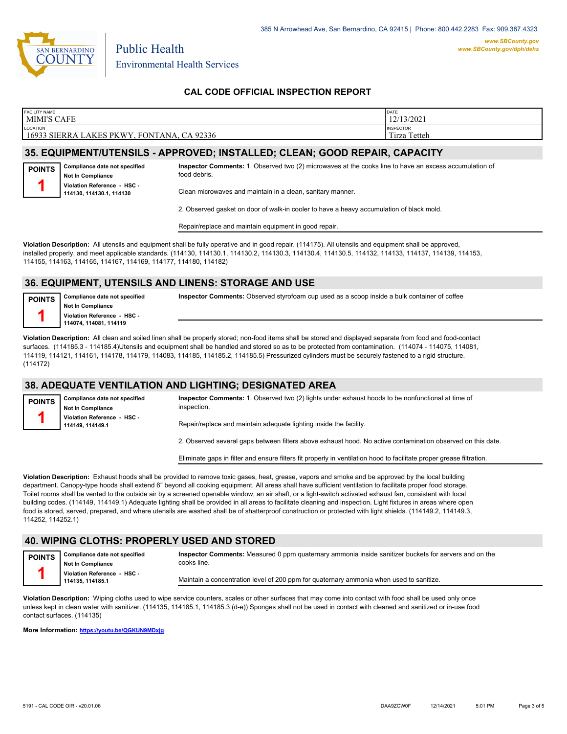385 N Arrowhead Ave, San Bernardino, CA 92415 | Phone: 800.442.2283 Fax: 909.387.4323

www.SBCounty.gov
www.SBCounty.gov/dph/dehs

Public Health
Environmental Health Services

## CAL CODE OFFICIAL INSPECTION REPORT

| FACILITY NAME | DATE |
|---|---|
| MIMI'S CAFE | 12/13/2021 |
| **LOCATION** | **INSPECTOR** |
| 16933 SIERRA LAKES PKWY, FONTANA, CA 92336 | Tirza Tetteh |

## 35. EQUIPMENT/UTENSILS - APPROVED; INSTALLED; CLEAN; GOOD REPAIR, CAPACITY

**POINTS** 1

**Compliance date not specified**
**Not In Compliance**
**Violation Reference - HSC - 114130, 114130.1, 114130**

**Inspector Comments:** 1. Observed two (2) microwaves at the cooks line to have an excess accumulation of food debris.

Clean microwaves and maintain in a clean, sanitary manner.

2. Observed gasket on door of walk-in cooler to have a heavy accumulation of black mold.

Repair/replace and maintain equipment in good repair.

**Violation Description:** All utensils and equipment shall be fully operative and in good repair. (114175). All utensils and equipment shall be approved, installed properly, and meet applicable standards. (114130, 114130.1, 114130.2, 114130.3, 114130.4, 114130.5, 114132, 114133, 114137, 114139, 114153, 114155, 114163, 114165, 114167, 114169, 114177, 114180, 114182)

## 36. EQUIPMENT, UTENSILS AND LINENS: STORAGE AND USE

**POINTS** 1

**Compliance date not specified**
**Not In Compliance**
**Violation Reference - HSC - 114074, 114081, 114119**

**Inspector Comments:** Observed styrofoam cup used as a scoop inside a bulk container of coffee

**Violation Description:** All clean and soiled linen shall be properly stored; non-food items shall be stored and displayed separate from food and food-contact surfaces. (114185.3 - 114185.4)Utensils and equipment shall be handled and stored so as to be protected from contamination. (114074 - 114075, 114081, 114119, 114121, 114161, 114178, 114179, 114083, 114185, 114185.2, 114185.5) Pressurized cylinders must be securely fastened to a rigid structure. (114172)

## 38. ADEQUATE VENTILATION AND LIGHTING; DESIGNATED AREA

**POINTS** 1

**Compliance date not specified**
**Not In Compliance**
**Violation Reference - HSC - 114149, 114149.1**

**Inspector Comments:** 1. Observed two (2) lights under exhaust hoods to be nonfunctional at time of inspection.

Repair/replace and maintain adequate lighting inside the facility.

2. Observed several gaps between filters above exhaust hood. No active contamination observed on this date.

Eliminate gaps in filter and ensure filters fit properly in ventilation hood to facilitate proper grease filtration.

**Violation Description:** Exhaust hoods shall be provided to remove toxic gases, heat, grease, vapors and smoke and be approved by the local building department. Canopy-type hoods shall extend 6" beyond all cooking equipment. All areas shall have sufficient ventilation to facilitate proper food storage. Toilet rooms shall be vented to the outside air by a screened openable window, an air shaft, or a light-switch activated exhaust fan, consistent with local building codes. (114149, 114149.1) Adequate lighting shall be provided in all areas to facilitate cleaning and inspection. Light fixtures in areas where open food is stored, served, prepared, and where utensils are washed shall be of shatterproof construction or protected with light shields. (114149.2, 114149.3, 114252, 114252.1)

## 40. WIPING CLOTHS: PROPERLY USED AND STORED

**POINTS** 1

**Compliance date not specified**
**Not In Compliance**
**Violation Reference - HSC - 114135, 114185.1**

**Inspector Comments:** Measured 0 ppm quaternary ammonia inside sanitizer buckets for servers and on the cooks line.

Maintain a concentration level of 200 ppm for quaternary ammonia when used to sanitize.

**Violation Description:** Wiping cloths used to wipe service counters, scales or other surfaces that may come into contact with food shall be used only once unless kept in clean water with sanitizer. (114135, 114185.1, 114185.3 (d-e)) Sponges shall not be used in contact with cleaned and sanitized or in-use food contact surfaces. (114135)

**More Information:** https://youtu.be/QGKUN9MDxjg

5191 - CAL CODE OIR - v20.01.06 DAA9ZCW0F 12/14/2021 5:01 PM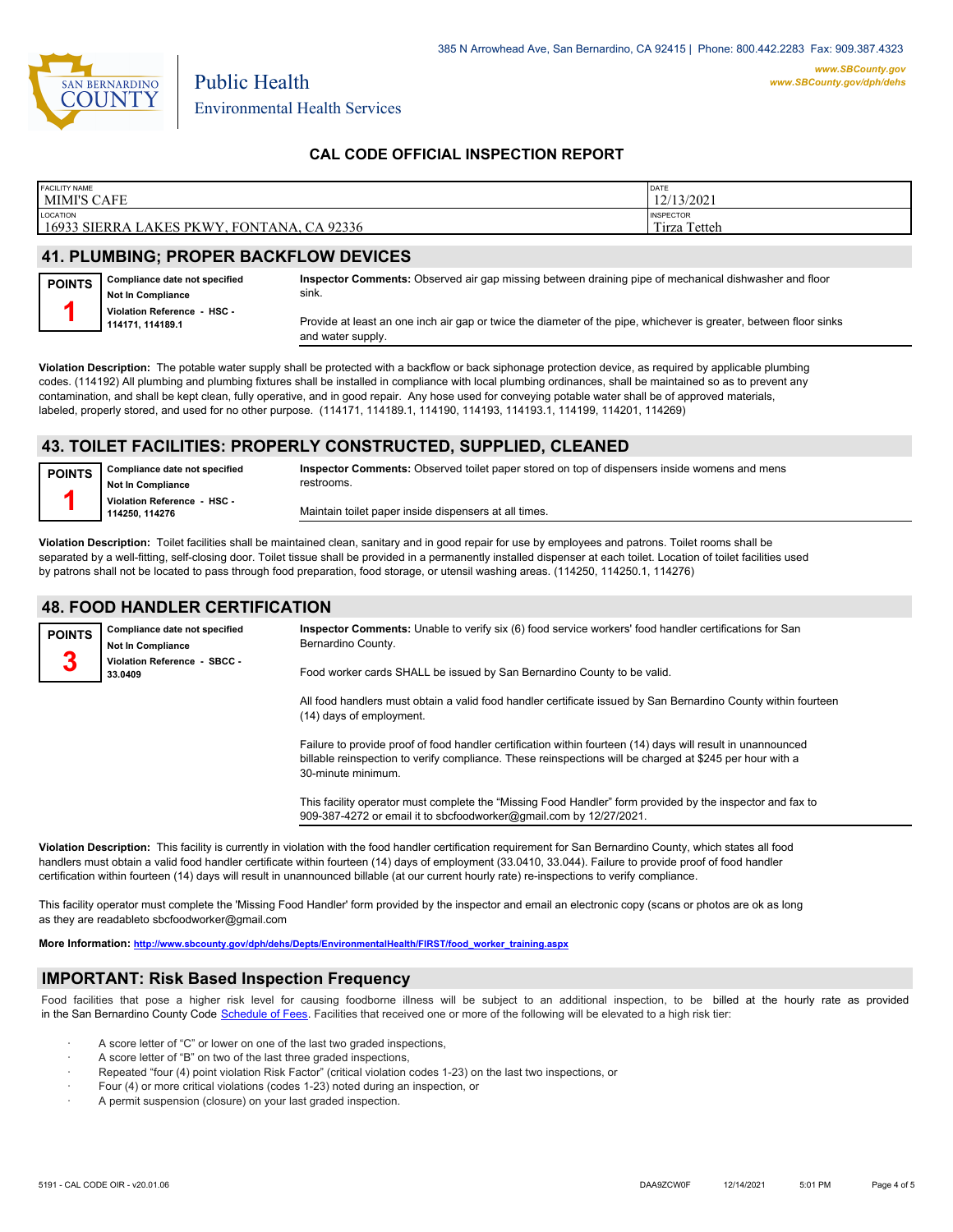385 N Arrowhead Ave, San Bernardino, CA 92415 | Phone: 800.442.2283 Fax: 909.387.4323

www.SBCounty.gov
www.SBCounty.gov/dph/dehs

Public Health
Environmental Health Services

## CAL CODE OFFICIAL INSPECTION REPORT

| FACILITY NAME | DATE |
|---|---|
| MIMI'S CAFE | 12/13/2021 |
| LOCATION | INSPECTOR |
| 16933 SIERRA LAKES PKWY, FONTANA, CA 92336 | Tirza Tetteh |

## 41. PLUMBING; PROPER BACKFLOW DEVICES

**POINTS** **1**

**Compliance date not specified**
**Not In Compliance**
**Violation Reference - HSC - 114171, 114189.1**

**Inspector Comments:** Observed air gap missing between draining pipe of mechanical dishwasher and floor sink.

Provide at least an one inch air gap or twice the diameter of the pipe, whichever is greater, between floor sinks and water supply.

**Violation Description:** The potable water supply shall be protected with a backflow or back siphonage protection device, as required by applicable plumbing codes. (114192) All plumbing and plumbing fixtures shall be installed in compliance with local plumbing ordinances, shall be maintained so as to prevent any contamination, and shall be kept clean, fully operative, and in good repair. Any hose used for conveying potable water shall be of approved materials, labeled, properly stored, and used for no other purpose. (114171, 114189.1, 114190, 114193, 114193.1, 114199, 114201, 114269)

## 43. TOILET FACILITIES: PROPERLY CONSTRUCTED, SUPPLIED, CLEANED

**POINTS** **1**

**Compliance date not specified**
**Not In Compliance**
**Violation Reference - HSC - 114250, 114276**

**Inspector Comments:** Observed toilet paper stored on top of dispensers inside womens and mens restrooms.

Maintain toilet paper inside dispensers at all times.

**Violation Description:** Toilet facilities shall be maintained clean, sanitary and in good repair for use by employees and patrons. Toilet rooms shall be separated by a well-fitting, self-closing door. Toilet tissue shall be provided in a permanently installed dispenser at each toilet. Location of toilet facilities used by patrons shall not be located to pass through food preparation, food storage, or utensil washing areas. (114250, 114250.1, 114276)

## 48. FOOD HANDLER CERTIFICATION

**POINTS** **3**

**Compliance date not specified**
**Not In Compliance**
**Violation Reference - SBCC - 33.0409**

**Inspector Comments:** Unable to verify six (6) food service workers' food handler certifications for San Bernardino County.

Food worker cards SHALL be issued by San Bernardino County to be valid.

All food handlers must obtain a valid food handler certificate issued by San Bernardino County within fourteen (14) days of employment.

Failure to provide proof of food handler certification within fourteen (14) days will result in unannounced billable reinspection to verify compliance. These reinspections will be charged at $245 per hour with a 30-minute minimum.

This facility operator must complete the “Missing Food Handler” form provided by the inspector and fax to 909-387-4272 or email it to sbcfoodworker@gmail.com by 12/27/2021.

**Violation Description:** This facility is currently in violation with the food handler certification requirement for San Bernardino County, which states all food handlers must obtain a valid food handler certificate within fourteen (14) days of employment (33.0410, 33.044). Failure to provide proof of food handler certification within fourteen (14) days will result in unannounced billable (at our current hourly rate) re-inspections to verify compliance.

This facility operator must complete the 'Missing Food Handler' form provided by the inspector and email an electronic copy (scans or photos are ok as long as they are readableto sbcfoodworker@gmail.com

**More Information:** http://www.sbcounty.gov/dph/dehs/Depts/EnvironmentalHealth/FIRST/food_worker_training.aspx

## IMPORTANT: Risk Based Inspection Frequency

Food facilities that pose a higher risk level for causing foodborne illness will be subject to an additional inspection, to be billed at the hourly rate as provided in the San Bernardino County Code Schedule of Fees. Facilities that received one or more of the following will be elevated to a high risk tier:

- A score letter of “C” or lower on one of the last two graded inspections,
- A score letter of “B” on two of the last three graded inspections,
- Repeated “four (4) point violation Risk Factor” (critical violation codes 1-23) on the last two inspections, or
- Four (4) or more critical violations (codes 1-23) noted during an inspection, or
- A permit suspension (closure) on your last graded inspection.

5191 - CAL CODE OIR - v20.01.06 DAA9ZCW0F 12/14/2021 5:01 PM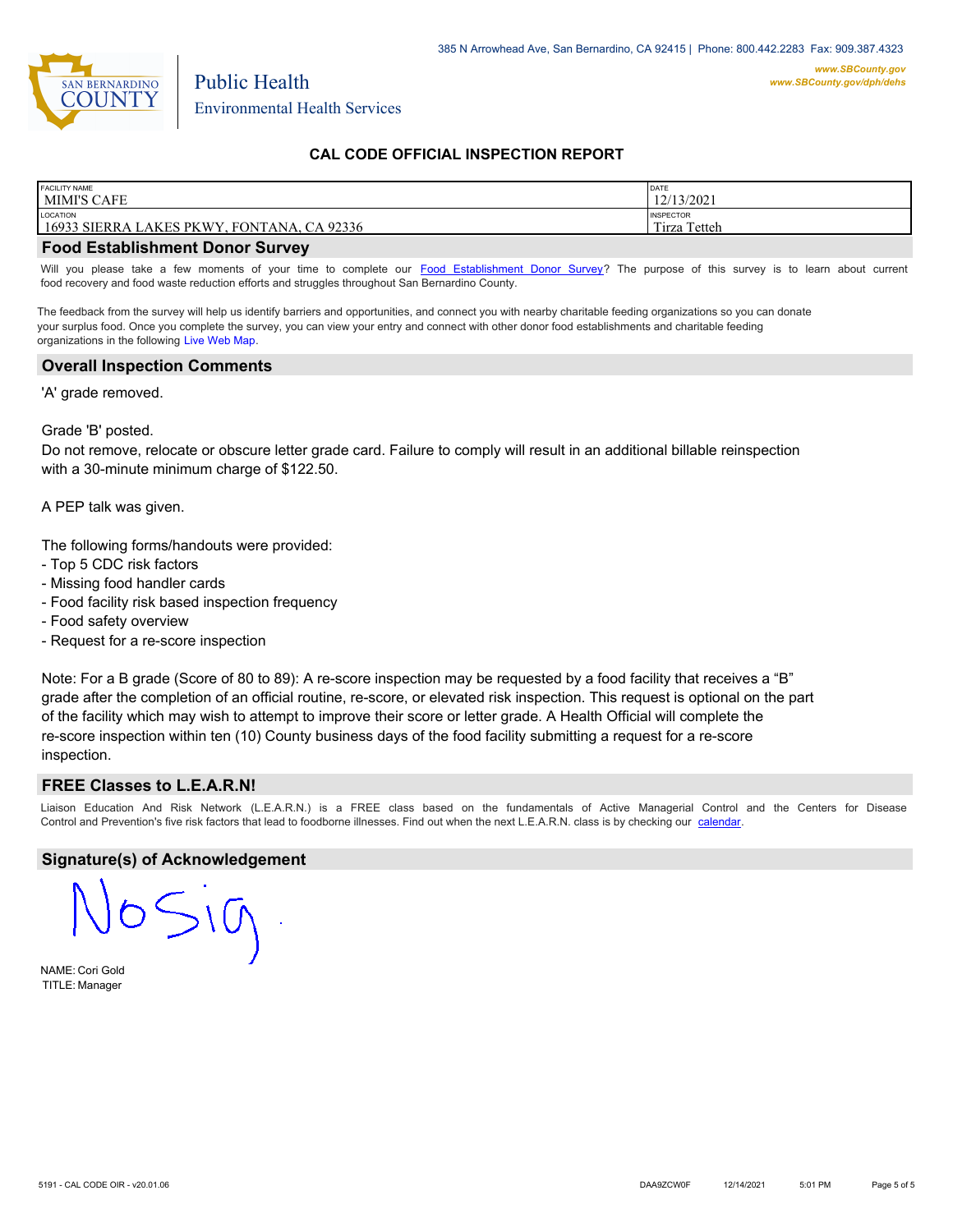385 N Arrowhead Ave, San Bernardino, CA 92415 | Phone: 800.442.2283 Fax: 909.387.4323

www.SBCounty.gov
www.SBCounty.gov/dph/dehs

Public Health
Environmental Health Services

# CAL CODE OFFICIAL INSPECTION REPORT

| FACILITY NAME | DATE |
|---|---|
| MIMI'S CAFE | 12/13/2021 |
| **LOCATION** | **INSPECTOR** |
| 16933 SIERRA LAKES PKWY, FONTANA, CA 92336 | Tirza Tetteh |

## Food Establishment Donor Survey

Will you please take a few moments of your time to complete our Food Establishment Donor Survey? The purpose of this survey is to learn about current food recovery and food waste reduction efforts and struggles throughout San Bernardino County.

The feedback from the survey will help us identify barriers and opportunities, and connect you with nearby charitable feeding organizations so you can donate your surplus food. Once you complete the survey, you can view your entry and connect with other donor food establishments and charitable feeding organizations in the following Live Web Map.

## Overall Inspection Comments

'A' grade removed.

Grade 'B' posted.
Do not remove, relocate or obscure letter grade card. Failure to comply will result in an additional billable reinspection with a 30-minute minimum charge of $122.50.

A PEP talk was given.

The following forms/handouts were provided:
- Top 5 CDC risk factors
- Missing food handler cards
- Food facility risk based inspection frequency
- Food safety overview
- Request for a re-score inspection

Note: For a B grade (Score of 80 to 89): A re-score inspection may be requested by a food facility that receives a “B” grade after the completion of an official routine, re-score, or elevated risk inspection. This request is optional on the part of the facility which may wish to attempt to improve their score or letter grade. A Health Official will complete the re-score inspection within ten (10) County business days of the food facility submitting a request for a re-score inspection.

## FREE Classes to L.E.A.R.N!

Liaison Education And Risk Network (L.E.A.R.N.) is a FREE class based on the fundamentals of Active Managerial Control and the Centers for Disease Control and Prevention's five risk factors that lead to foodborne illnesses. Find out when the next L.E.A.R.N. class is by checking our calendar.

## Signature(s) of Acknowledgement

NoSig

NAME: Cori Gold
TITLE: Manager

5191 - CAL CODE OIR - v20.01.06 DAA9ZCW0F 12/14/2021 5:01 PM